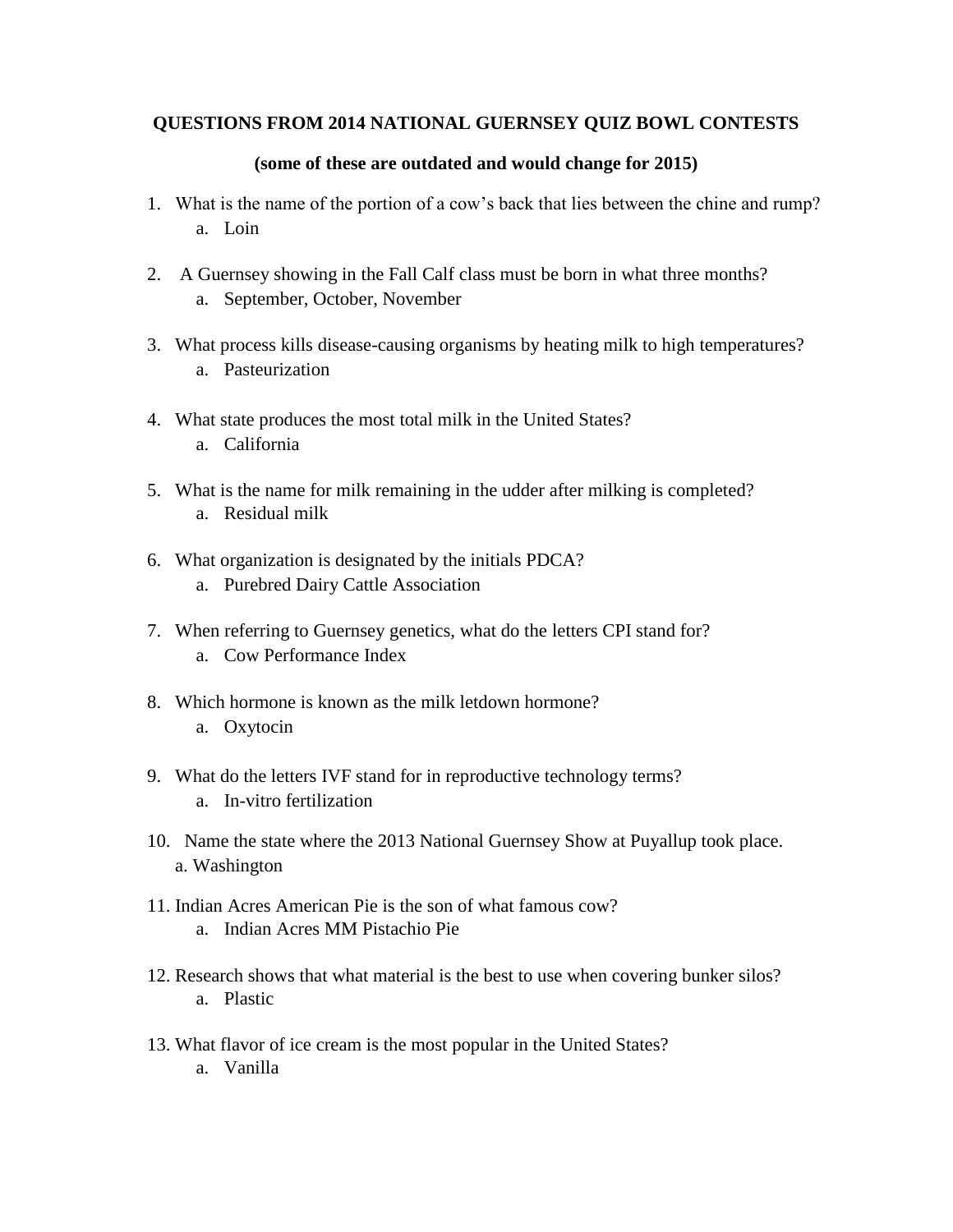**QUESTIONS FROM 2014 NATIONAL GUERNSEY QUIZ BOWL CONTESTS**

**(some of these are outdated and would change for 2015)**

1. What is the name of the portion of a cow's back that lies between the chine and rump?
    a. Loin

2. A Guernsey showing in the Fall Calf class must be born in what three months?
    a. September, October, November

3. What process kills disease-causing organisms by heating milk to high temperatures?
    a. Pasteurization

4. What state produces the most total milk in the United States?
    a. California

5. What is the name for milk remaining in the udder after milking is completed?
    a. Residual milk

6. What organization is designated by the initials PDCA?
    a. Purebred Dairy Cattle Association

7. When referring to Guernsey genetics, what do the letters CPI stand for?
    a. Cow Performance Index

8. Which hormone is known as the milk letdown hormone?
    a. Oxytocin

9. What do the letters IVF stand for in reproductive technology terms?
    a. In-vitro fertilization

10. Name the state where the 2013 National Guernsey Show at Puyallup took place.
    a. Washington

11. Indian Acres American Pie is the son of what famous cow?
    a. Indian Acres MM Pistachio Pie

12. Research shows that what material is the best to use when covering bunker silos?
    a. Plastic

13. What flavor of ice cream is the most popular in the United States?
    a. Vanilla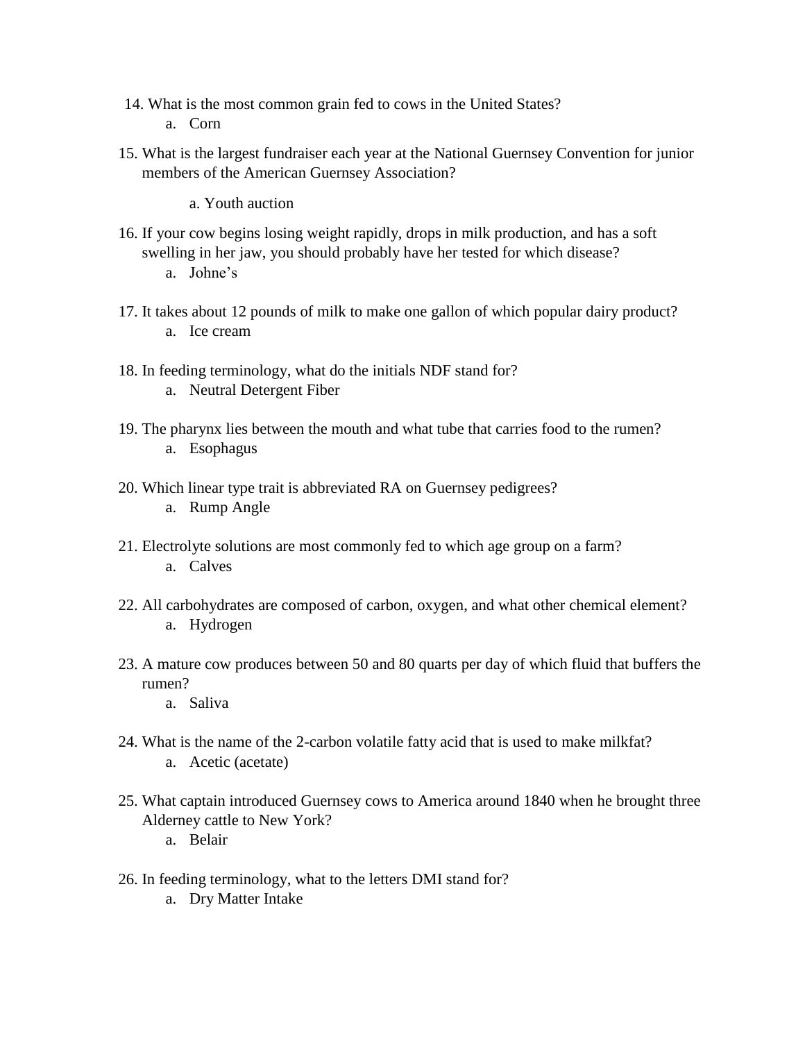14. What is the most common grain fed to cows in the United States?
    a. Corn

15. What is the largest fundraiser each year at the National Guernsey Convention for junior members of the American Guernsey Association?
    a. Youth auction

16. If your cow begins losing weight rapidly, drops in milk production, and has a soft swelling in her jaw, you should probably have her tested for which disease?
    a. Johne's

17. It takes about 12 pounds of milk to make one gallon of which popular dairy product?
    a. Ice cream

18. In feeding terminology, what do the initials NDF stand for?
    a. Neutral Detergent Fiber

19. The pharynx lies between the mouth and what tube that carries food to the rumen?
    a. Esophagus

20. Which linear type trait is abbreviated RA on Guernsey pedigrees?
    a. Rump Angle

21. Electrolyte solutions are most commonly fed to which age group on a farm?
    a. Calves

22. All carbohydrates are composed of carbon, oxygen, and what other chemical element?
    a. Hydrogen

23. A mature cow produces between 50 and 80 quarts per day of which fluid that buffers the rumen?
    a. Saliva

24. What is the name of the 2-carbon volatile fatty acid that is used to make milkfat?
    a. Acetic (acetate)

25. What captain introduced Guernsey cows to America around 1840 when he brought three Alderney cattle to New York?
    a. Belair

26. In feeding terminology, what to the letters DMI stand for?
    a. Dry Matter Intake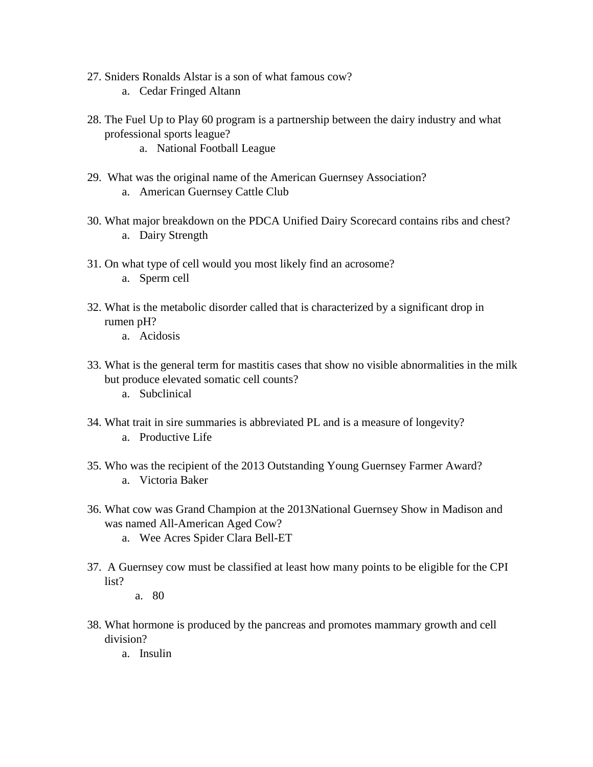27. Sniders Ronalds Alstar is a son of what famous cow?
    a. Cedar Fringed Altann

28. The Fuel Up to Play 60 program is a partnership between the dairy industry and what professional sports league?
    a. National Football League

29. What was the original name of the American Guernsey Association?
    a. American Guernsey Cattle Club

30. What major breakdown on the PDCA Unified Dairy Scorecard contains ribs and chest?
    a. Dairy Strength

31. On what type of cell would you most likely find an acrosome?
    a. Sperm cell

32. What is the metabolic disorder called that is characterized by a significant drop in rumen pH?
    a. Acidosis

33. What is the general term for mastitis cases that show no visible abnormalities in the milk but produce elevated somatic cell counts?
    a. Subclinical

34. What trait in sire summaries is abbreviated PL and is a measure of longevity?
    a. Productive Life

35. Who was the recipient of the 2013 Outstanding Young Guernsey Farmer Award?
    a. Victoria Baker

36. What cow was Grand Champion at the 2013National Guernsey Show in Madison and was named All-American Aged Cow?
    a. Wee Acres Spider Clara Bell-ET

37. A Guernsey cow must be classified at least how many points to be eligible for the CPI list?
    a. 80

38. What hormone is produced by the pancreas and promotes mammary growth and cell division?
    a. Insulin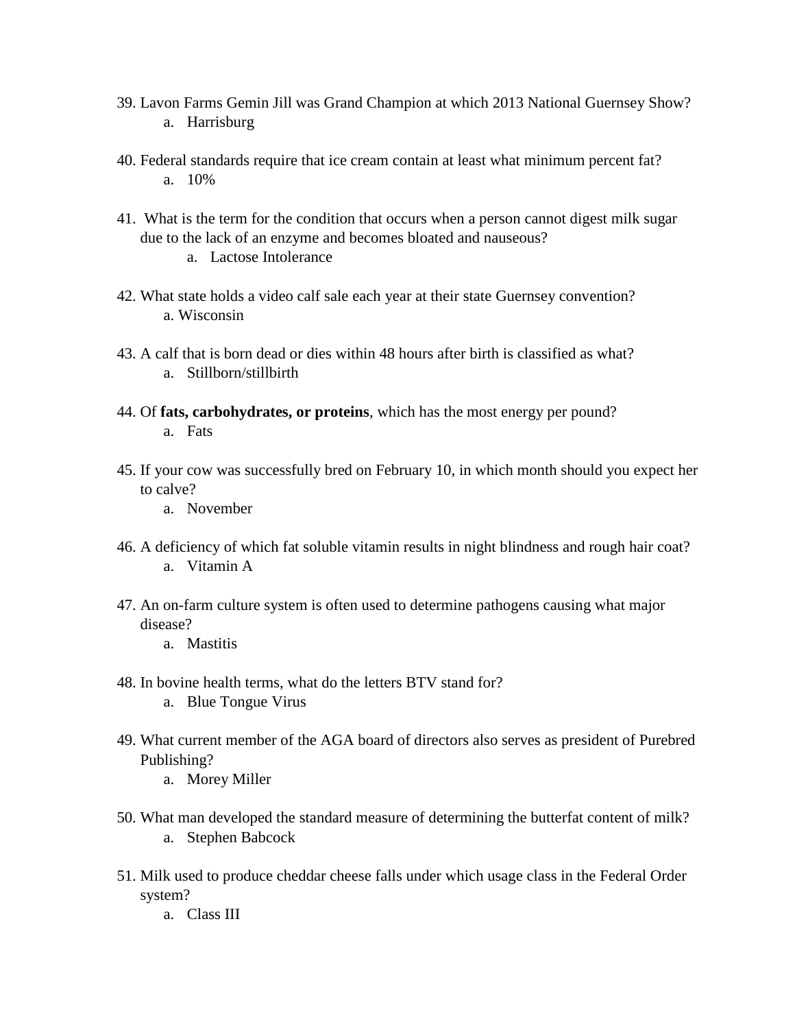39. Lavon Farms Gemin Jill was Grand Champion at which 2013 National Guernsey Show?
    a. Harrisburg

40. Federal standards require that ice cream contain at least what minimum percent fat?
    a. 10%

41. What is the term for the condition that occurs when a person cannot digest milk sugar due to the lack of an enzyme and becomes bloated and nauseous?
    a. Lactose Intolerance

42. What state holds a video calf sale each year at their state Guernsey convention?
    a. Wisconsin

43. A calf that is born dead or dies within 48 hours after birth is classified as what?
    a. Stillborn/stillbirth

44. Of **fats, carbohydrates, or proteins**, which has the most energy per pound?
    a. Fats

45. If your cow was successfully bred on February 10, in which month should you expect her to calve?
    a. November

46. A deficiency of which fat soluble vitamin results in night blindness and rough hair coat?
    a. Vitamin A

47. An on-farm culture system is often used to determine pathogens causing what major disease?
    a. Mastitis

48. In bovine health terms, what do the letters BTV stand for?
    a. Blue Tongue Virus

49. What current member of the AGA board of directors also serves as president of Purebred Publishing?
    a. Morey Miller

50. What man developed the standard measure of determining the butterfat content of milk?
    a. Stephen Babcock

51. Milk used to produce cheddar cheese falls under which usage class in the Federal Order system?
    a. Class III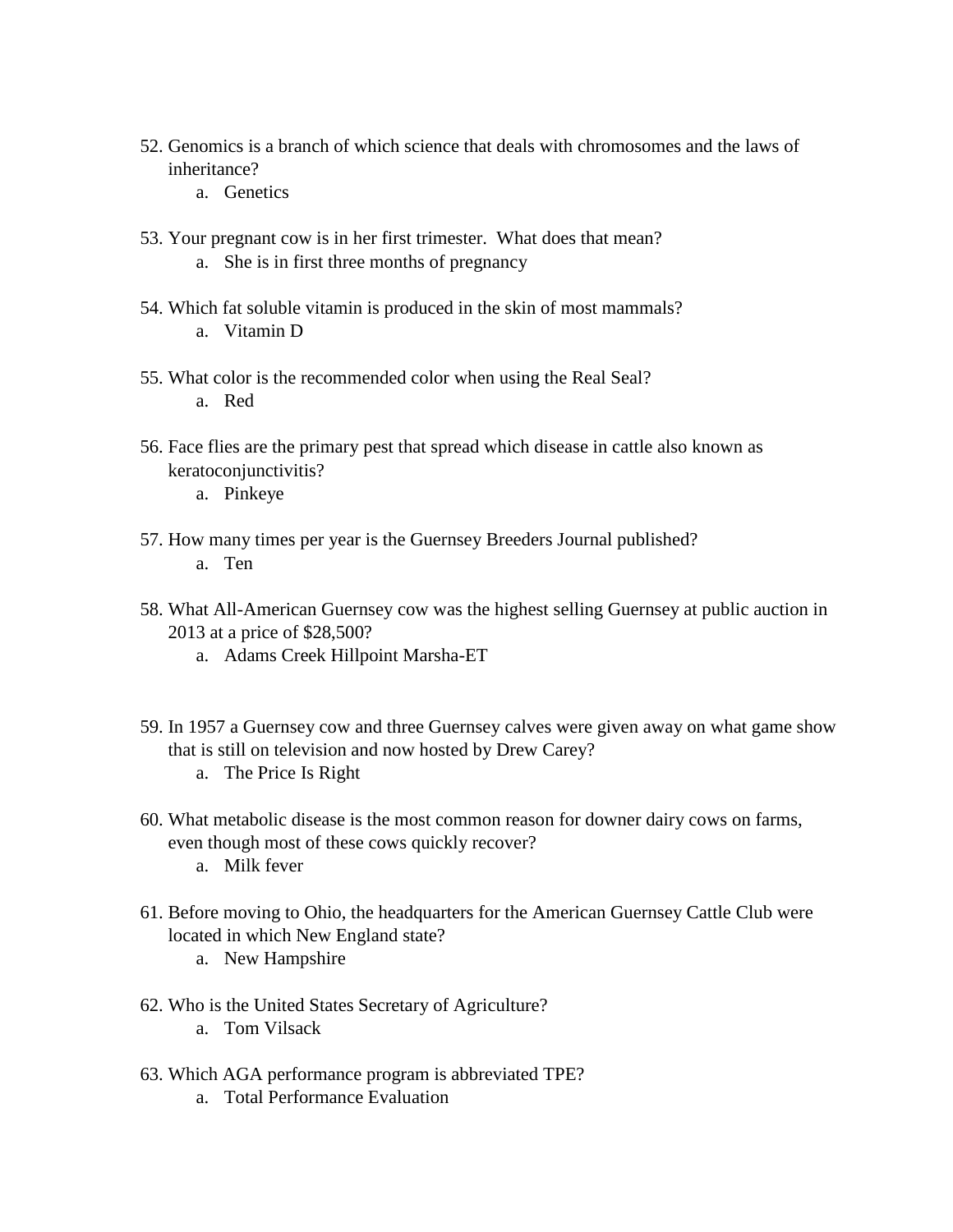52. Genomics is a branch of which science that deals with chromosomes and the laws of inheritance?
    a. Genetics

53. Your pregnant cow is in her first trimester. What does that mean?
    a. She is in first three months of pregnancy

54. Which fat soluble vitamin is produced in the skin of most mammals?
    a. Vitamin D

55. What color is the recommended color when using the Real Seal?
    a. Red

56. Face flies are the primary pest that spread which disease in cattle also known as keratoconjunctivitis?
    a. Pinkeye

57. How many times per year is the Guernsey Breeders Journal published?
    a. Ten

58. What All-American Guernsey cow was the highest selling Guernsey at public auction in 2013 at a price of $28,500?
    a. Adams Creek Hillpoint Marsha-ET

59. In 1957 a Guernsey cow and three Guernsey calves were given away on what game show that is still on television and now hosted by Drew Carey?
    a. The Price Is Right

60. What metabolic disease is the most common reason for downer dairy cows on farms, even though most of these cows quickly recover?
    a. Milk fever

61. Before moving to Ohio, the headquarters for the American Guernsey Cattle Club were located in which New England state?
    a. New Hampshire

62. Who is the United States Secretary of Agriculture?
    a. Tom Vilsack

63. Which AGA performance program is abbreviated TPE?
    a. Total Performance Evaluation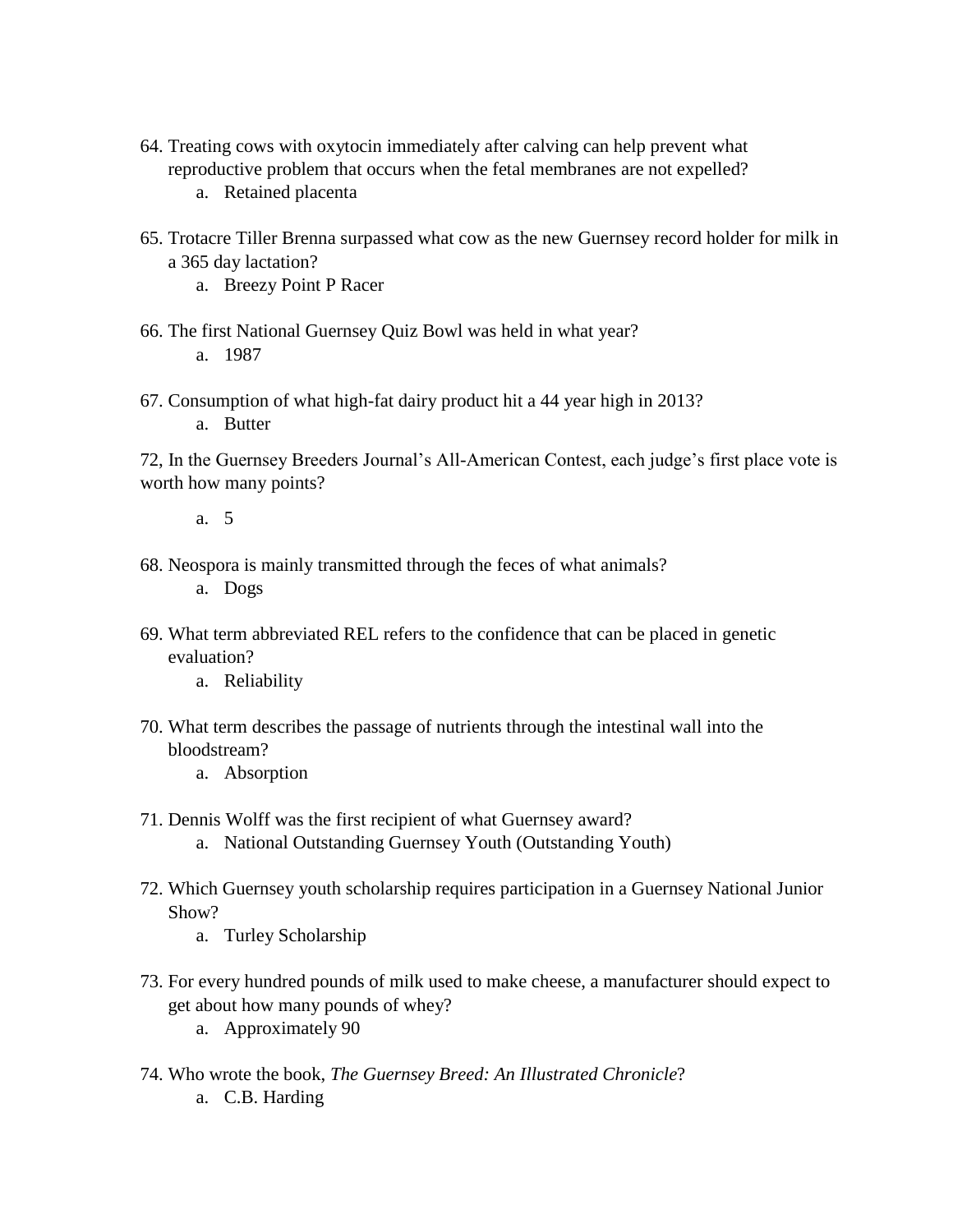64. Treating cows with oxytocin immediately after calving can help prevent what reproductive problem that occurs when the fetal membranes are not expelled?
    a. Retained placenta

65. Trotacre Tiller Brenna surpassed what cow as the new Guernsey record holder for milk in a 365 day lactation?
    a. Breezy Point P Racer

66. The first National Guernsey Quiz Bowl was held in what year?
    a. 1987

67. Consumption of what high-fat dairy product hit a 44 year high in 2013?
    a. Butter

72, In the Guernsey Breeders Journal's All-American Contest, each judge's first place vote is worth how many points?

    a. 5

68. Neospora is mainly transmitted through the feces of what animals?
    a. Dogs

69. What term abbreviated REL refers to the confidence that can be placed in genetic evaluation?
    a. Reliability

70. What term describes the passage of nutrients through the intestinal wall into the bloodstream?
    a. Absorption

71. Dennis Wolff was the first recipient of what Guernsey award?
    a. National Outstanding Guernsey Youth (Outstanding Youth)

72. Which Guernsey youth scholarship requires participation in a Guernsey National Junior Show?
    a. Turley Scholarship

73. For every hundred pounds of milk used to make cheese, a manufacturer should expect to get about how many pounds of whey?
    a. Approximately 90

74. Who wrote the book, *The Guernsey Breed: An Illustrated Chronicle*?
    a. C.B. Harding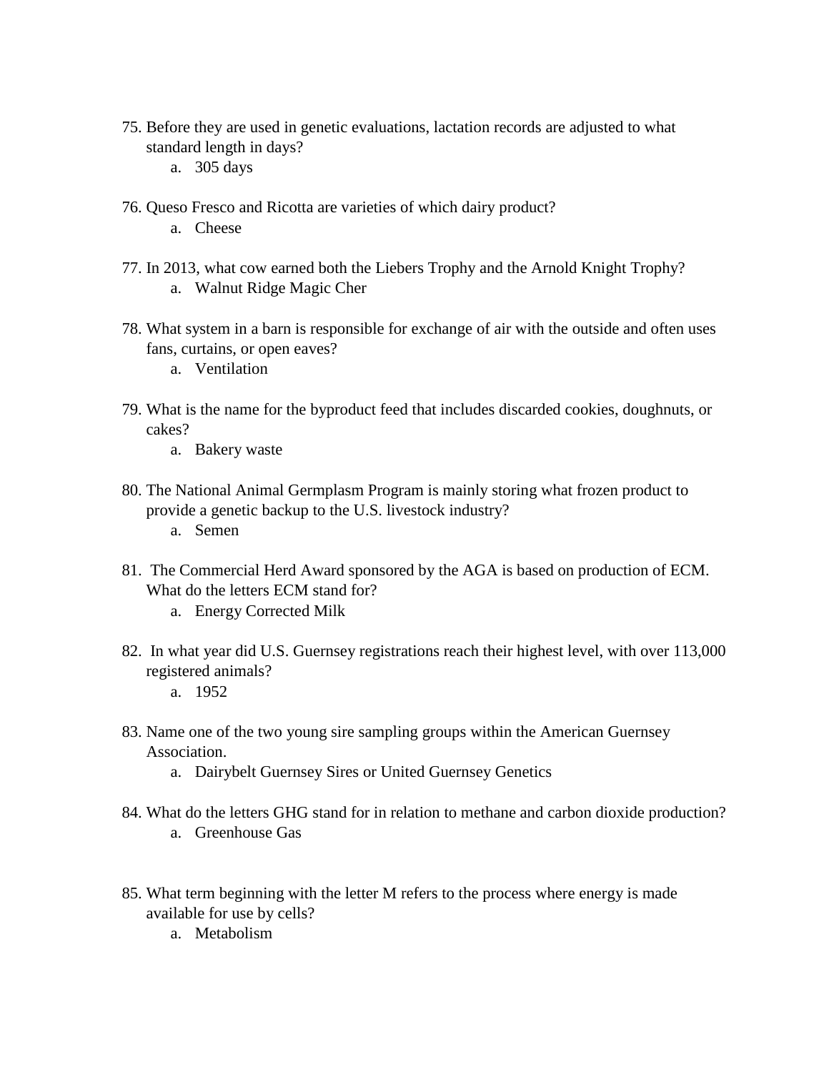75. Before they are used in genetic evaluations, lactation records are adjusted to what standard length in days?
    a. 305 days

76. Queso Fresco and Ricotta are varieties of which dairy product?
    a. Cheese

77. In 2013, what cow earned both the Liebers Trophy and the Arnold Knight Trophy?
    a. Walnut Ridge Magic Cher

78. What system in a barn is responsible for exchange of air with the outside and often uses fans, curtains, or open eaves?
    a. Ventilation

79. What is the name for the byproduct feed that includes discarded cookies, doughnuts, or cakes?
    a. Bakery waste

80. The National Animal Germplasm Program is mainly storing what frozen product to provide a genetic backup to the U.S. livestock industry?
    a. Semen

81. The Commercial Herd Award sponsored by the AGA is based on production of ECM. What do the letters ECM stand for?
    a. Energy Corrected Milk

82. In what year did U.S. Guernsey registrations reach their highest level, with over 113,000 registered animals?
    a. 1952

83. Name one of the two young sire sampling groups within the American Guernsey Association.
    a. Dairybelt Guernsey Sires or United Guernsey Genetics

84. What do the letters GHG stand for in relation to methane and carbon dioxide production?
    a. Greenhouse Gas

85. What term beginning with the letter M refers to the process where energy is made available for use by cells?
    a. Metabolism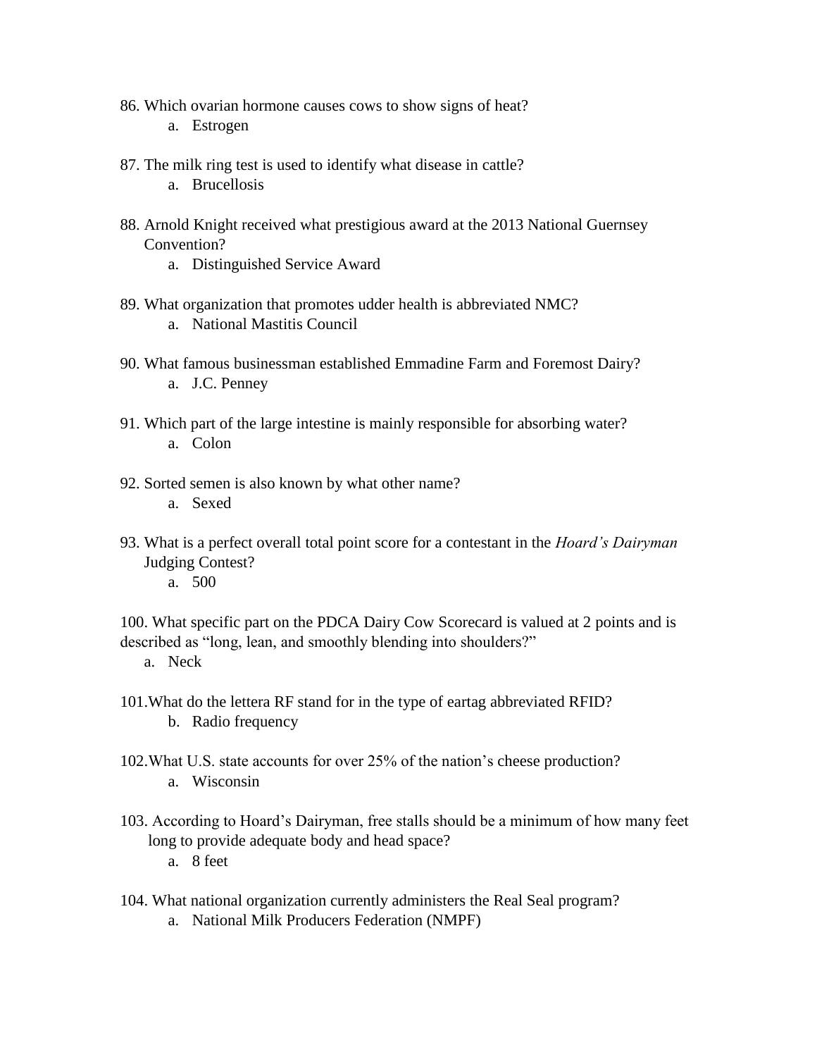86. Which ovarian hormone causes cows to show signs of heat?
    a. Estrogen

87. The milk ring test is used to identify what disease in cattle?
    a. Brucellosis

88. Arnold Knight received what prestigious award at the 2013 National Guernsey Convention?
    a. Distinguished Service Award

89. What organization that promotes udder health is abbreviated NMC?
    a. National Mastitis Council

90. What famous businessman established Emmadine Farm and Foremost Dairy?
    a. J.C. Penney

91. Which part of the large intestine is mainly responsible for absorbing water?
    a. Colon

92. Sorted semen is also known by what other name?
    a. Sexed

93. What is a perfect overall total point score for a contestant in the *Hoard's Dairyman* Judging Contest?
    a. 500

100. What specific part on the PDCA Dairy Cow Scorecard is valued at 2 points and is described as "long, lean, and smoothly blending into shoulders?"
    a. Neck

101. What do the lettera RF stand for in the type of eartag abbreviated RFID?
    b. Radio frequency

102. What U.S. state accounts for over 25% of the nation's cheese production?
    a. Wisconsin

103. According to Hoard's Dairyman, free stalls should be a minimum of how many feet long to provide adequate body and head space?
    a. 8 feet

104. What national organization currently administers the Real Seal program?
    a. National Milk Producers Federation (NMPF)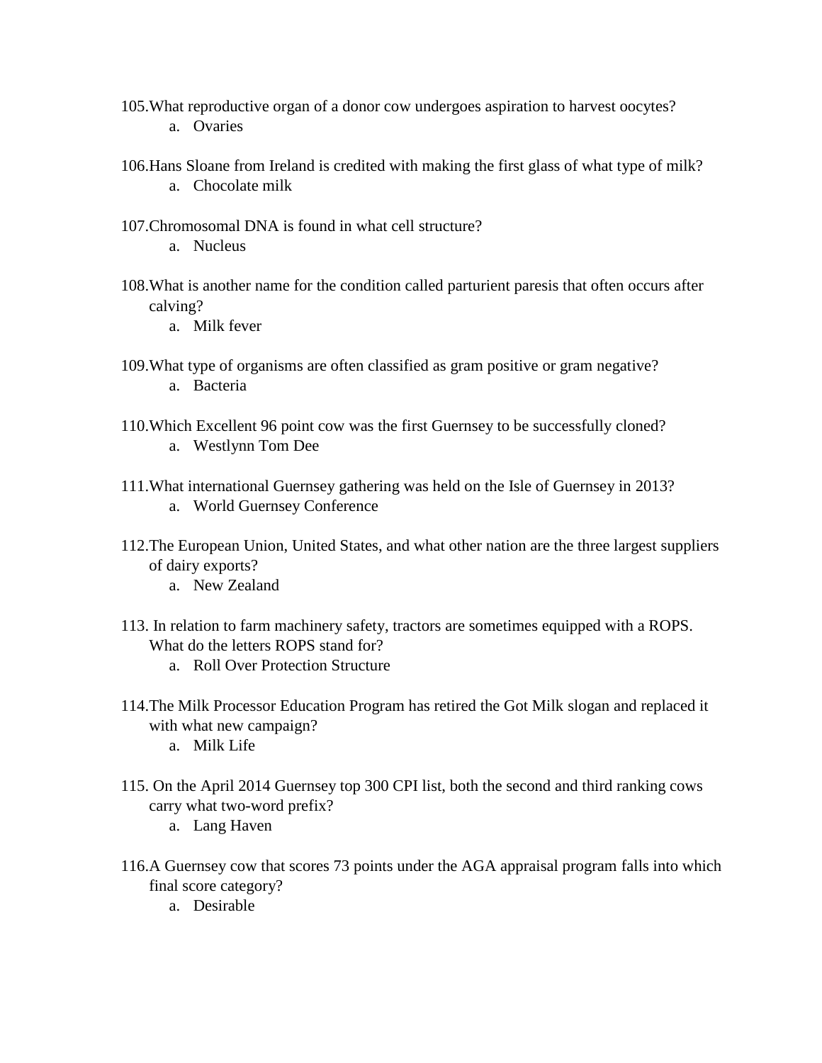105. What reproductive organ of a donor cow undergoes aspiration to harvest oocytes?
    a. Ovaries

106. Hans Sloane from Ireland is credited with making the first glass of what type of milk?
    a. Chocolate milk

107. Chromosomal DNA is found in what cell structure?
    a. Nucleus

108. What is another name for the condition called parturient paresis that often occurs after calving?
    a. Milk fever

109. What type of organisms are often classified as gram positive or gram negative?
    a. Bacteria

110. Which Excellent 96 point cow was the first Guernsey to be successfully cloned?
    a. Westlynn Tom Dee

111. What international Guernsey gathering was held on the Isle of Guernsey in 2013?
    a. World Guernsey Conference

112. The European Union, United States, and what other nation are the three largest suppliers of dairy exports?
    a. New Zealand

113. In relation to farm machinery safety, tractors are sometimes equipped with a ROPS. What do the letters ROPS stand for?
    a. Roll Over Protection Structure

114. The Milk Processor Education Program has retired the Got Milk slogan and replaced it with what new campaign?
    a. Milk Life

115. On the April 2014 Guernsey top 300 CPI list, both the second and third ranking cows carry what two-word prefix?
    a. Lang Haven

116. A Guernsey cow that scores 73 points under the AGA appraisal program falls into which final score category?
    a. Desirable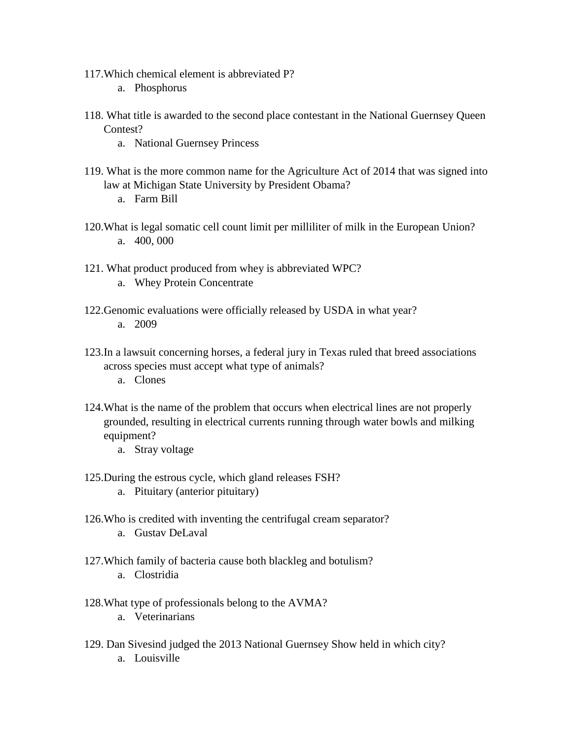117. Which chemical element is abbreviated P?
    a. Phosphorus

118. What title is awarded to the second place contestant in the National Guernsey Queen Contest?
    a. National Guernsey Princess

119. What is the more common name for the Agriculture Act of 2014 that was signed into law at Michigan State University by President Obama?
    a. Farm Bill

120. What is legal somatic cell count limit per milliliter of milk in the European Union?
    a. 400, 000

121. What product produced from whey is abbreviated WPC?
    a. Whey Protein Concentrate

122. Genomic evaluations were officially released by USDA in what year?
    a. 2009

123. In a lawsuit concerning horses, a federal jury in Texas ruled that breed associations across species must accept what type of animals?
    a. Clones

124. What is the name of the problem that occurs when electrical lines are not properly grounded, resulting in electrical currents running through water bowls and milking equipment?
    a. Stray voltage

125. During the estrous cycle, which gland releases FSH?
    a. Pituitary (anterior pituitary)

126. Who is credited with inventing the centrifugal cream separator?
    a. Gustav DeLaval

127. Which family of bacteria cause both blackleg and botulism?
    a. Clostridia

128. What type of professionals belong to the AVMA?
    a. Veterinarians

129. Dan Sivesind judged the 2013 National Guernsey Show held in which city?
    a. Louisville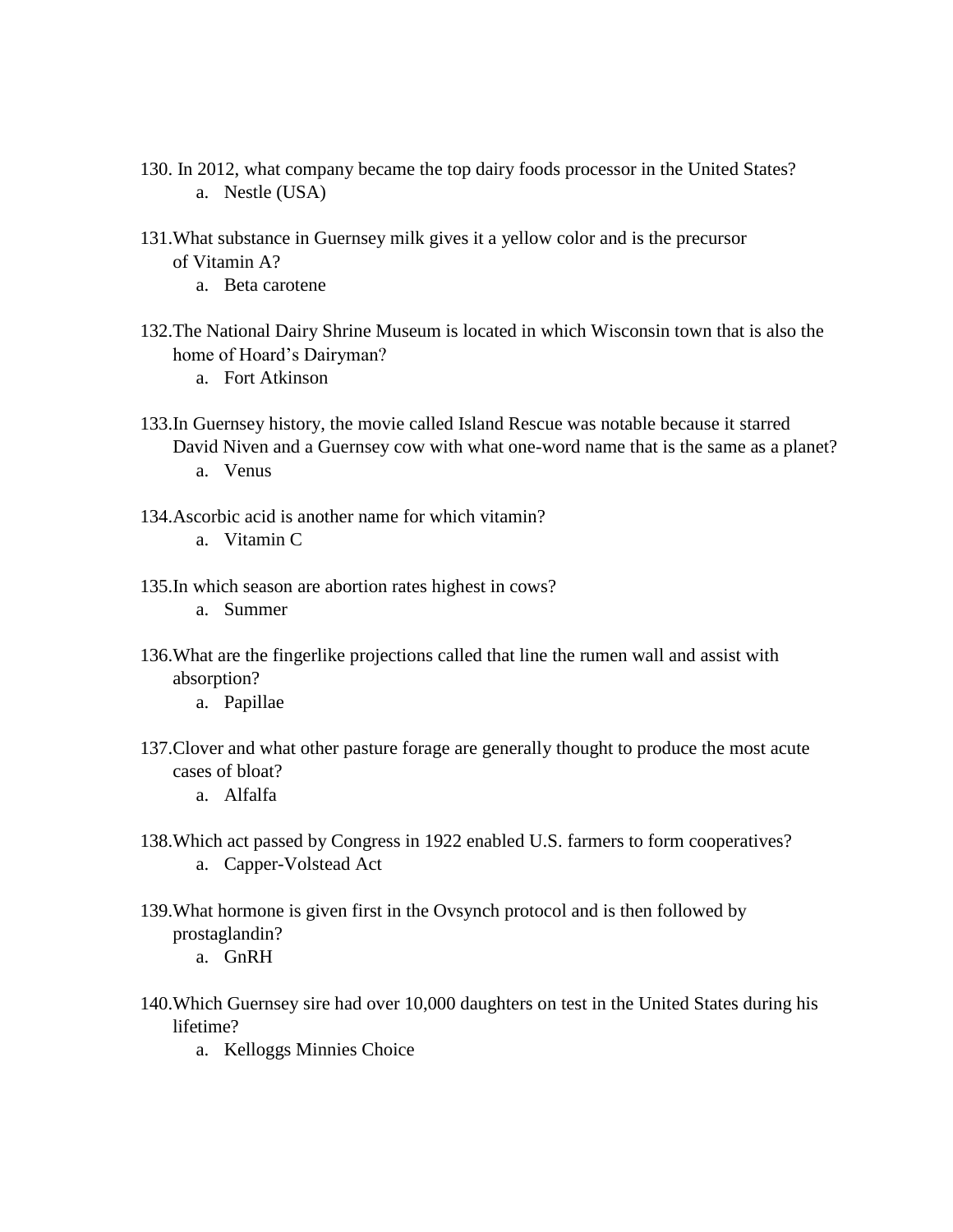130. In 2012, what company became the top dairy foods processor in the United States?
    a. Nestle (USA)

131. What substance in Guernsey milk gives it a yellow color and is the precursor of Vitamin A?
    a. Beta carotene

132. The National Dairy Shrine Museum is located in which Wisconsin town that is also the home of Hoard's Dairyman?
    a. Fort Atkinson

133. In Guernsey history, the movie called Island Rescue was notable because it starred David Niven and a Guernsey cow with what one-word name that is the same as a planet?
    a. Venus

134. Ascorbic acid is another name for which vitamin?
    a. Vitamin C

135. In which season are abortion rates highest in cows?
    a. Summer

136. What are the fingerlike projections called that line the rumen wall and assist with absorption?
    a. Papillae

137. Clover and what other pasture forage are generally thought to produce the most acute cases of bloat?
    a. Alfalfa

138. Which act passed by Congress in 1922 enabled U.S. farmers to form cooperatives?
    a. Capper-Volstead Act

139. What hormone is given first in the Ovsynch protocol and is then followed by prostaglandin?
    a. GnRH

140. Which Guernsey sire had over 10,000 daughters on test in the United States during his lifetime?
    a. Kelloggs Minnies Choice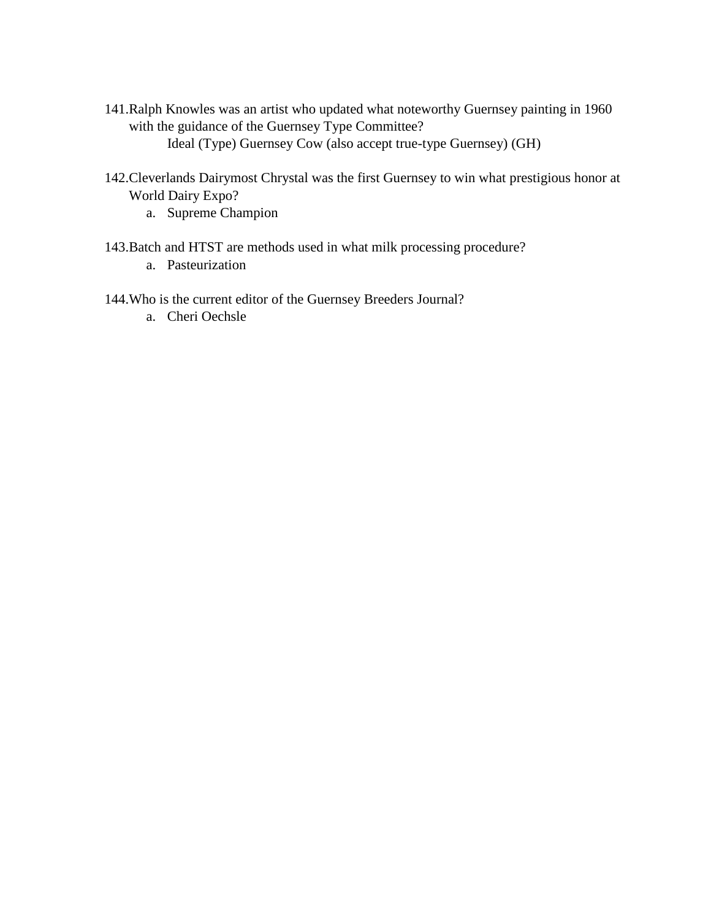141. Ralph Knowles was an artist who updated what noteworthy Guernsey painting in 1960 with the guidance of the Guernsey Type Committee?

    Ideal (Type) Guernsey Cow (also accept true-type Guernsey) (GH)

142. Cleverlands Dairymost Chrystal was the first Guernsey to win what prestigious honor at World Dairy Expo?
    a. Supreme Champion

143. Batch and HTST are methods used in what milk processing procedure?
    a. Pasteurization

144. Who is the current editor of the Guernsey Breeders Journal?
    a. Cheri Oechsle